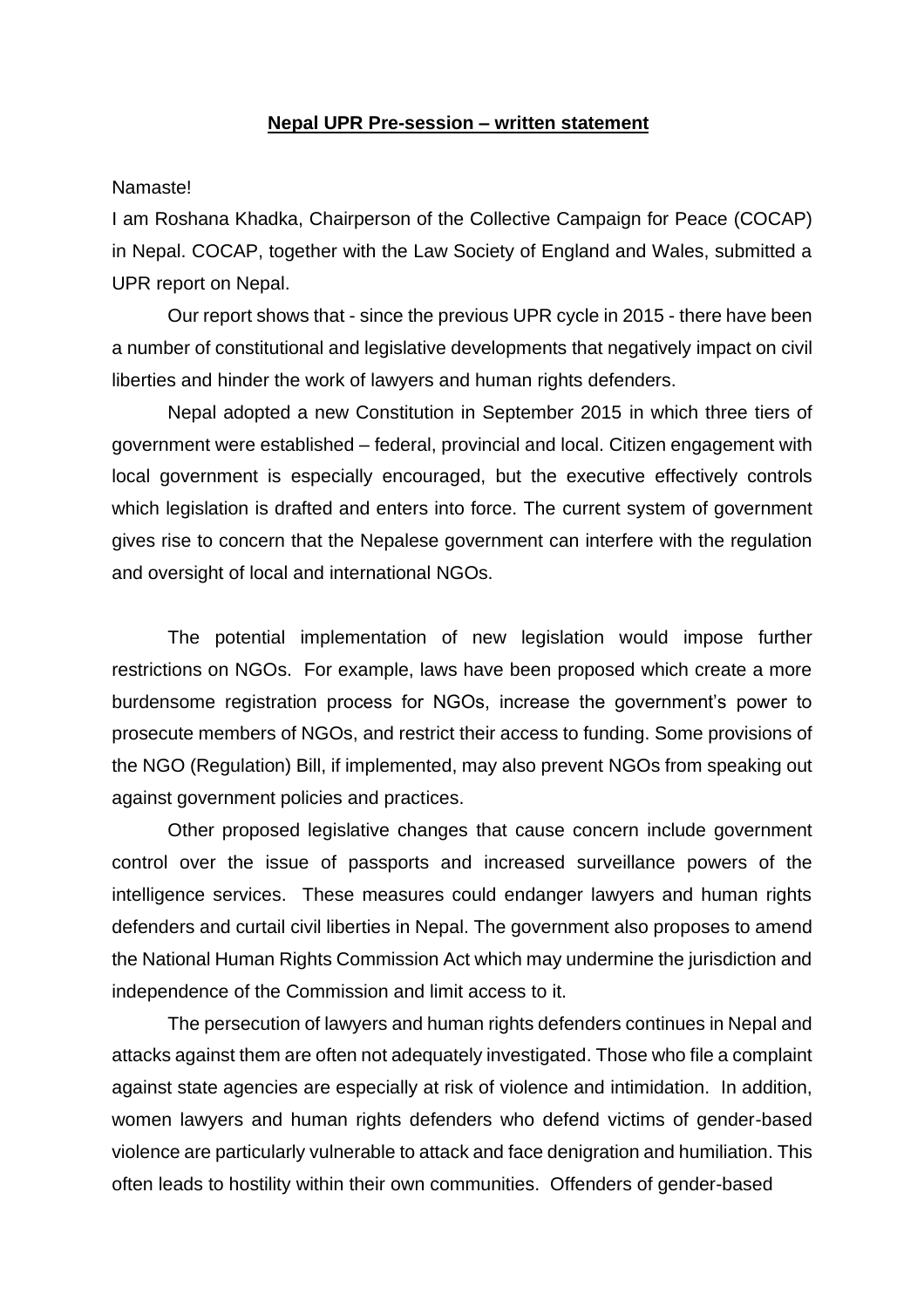**Nepal UPR Pre-session – written statement**

Namaste!

I am Roshana Khadka, Chairperson of the Collective Campaign for Peace (COCAP) in Nepal. COCAP, together with the Law Society of England and Wales, submitted a UPR report on Nepal.

Our report shows that - since the previous UPR cycle in 2015 - there have been a number of constitutional and legislative developments that negatively impact on civil liberties and hinder the work of lawyers and human rights defenders.

Nepal adopted a new Constitution in September 2015 in which three tiers of government were established – federal, provincial and local. Citizen engagement with local government is especially encouraged, but the executive effectively controls which legislation is drafted and enters into force. The current system of government gives rise to concern that the Nepalese government can interfere with the regulation and oversight of local and international NGOs.

The potential implementation of new legislation would impose further restrictions on NGOs. For example, laws have been proposed which create a more burdensome registration process for NGOs, increase the government's power to prosecute members of NGOs, and restrict their access to funding. Some provisions of the NGO (Regulation) Bill, if implemented, may also prevent NGOs from speaking out against government policies and practices.

Other proposed legislative changes that cause concern include government control over the issue of passports and increased surveillance powers of the intelligence services. These measures could endanger lawyers and human rights defenders and curtail civil liberties in Nepal. The government also proposes to amend the National Human Rights Commission Act which may undermine the jurisdiction and independence of the Commission and limit access to it.

The persecution of lawyers and human rights defenders continues in Nepal and attacks against them are often not adequately investigated. Those who file a complaint against state agencies are especially at risk of violence and intimidation. In addition, women lawyers and human rights defenders who defend victims of gender-based violence are particularly vulnerable to attack and face denigration and humiliation. This often leads to hostility within their own communities. Offenders of gender-based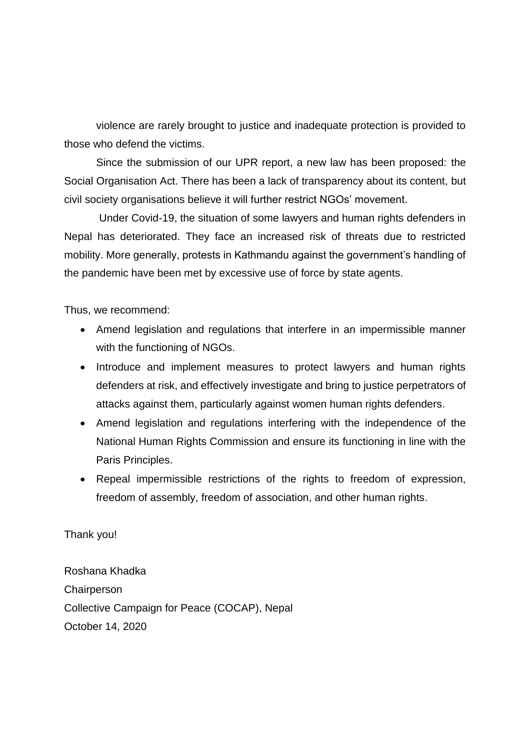violence are rarely brought to justice and inadequate protection is provided to those who defend the victims.

Since the submission of our UPR report, a new law has been proposed: the Social Organisation Act. There has been a lack of transparency about its content, but civil society organisations believe it will further restrict NGOs' movement.

Under Covid-19, the situation of some lawyers and human rights defenders in Nepal has deteriorated. They face an increased risk of threats due to restricted mobility. More generally, protests in Kathmandu against the government's handling of the pandemic have been met by excessive use of force by state agents.

Thus, we recommend:

- Amend legislation and regulations that interfere in an impermissible manner with the functioning of NGOs.
- Introduce and implement measures to protect lawyers and human rights defenders at risk, and effectively investigate and bring to justice perpetrators of attacks against them, particularly against women human rights defenders.
- Amend legislation and regulations interfering with the independence of the National Human Rights Commission and ensure its functioning in line with the Paris Principles.
- Repeal impermissible restrictions of the rights to freedom of expression, freedom of assembly, freedom of association, and other human rights.

Thank you!

Roshana Khadka  
Chairperson  
Collective Campaign for Peace (COCAP), Nepal  
October 14, 2020